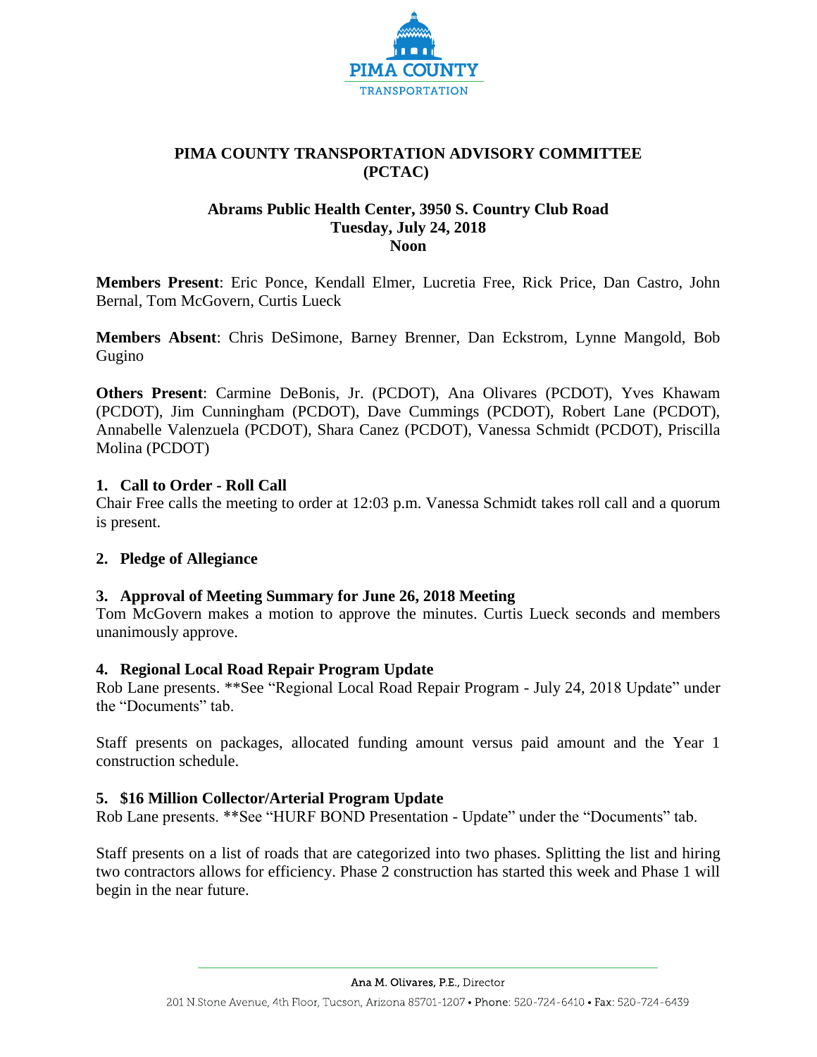# PIMA COUNTY TRANSPORTATION ADVISORY COMMITTEE (PCTAC)

**Abrams Public Health Center, 3950 S. Country Club Road**
**Tuesday, July 24, 2018**
**Noon**

**Members Present**: Eric Ponce, Kendall Elmer, Lucretia Free, Rick Price, Dan Castro, John Bernal, Tom McGovern, Curtis Lueck

**Members Absent**: Chris DeSimone, Barney Brenner, Dan Eckstrom, Lynne Mangold, Bob Gugino

**Others Present**: Carmine DeBonis, Jr. (PCDOT), Ana Olivares (PCDOT), Yves Khawam (PCDOT), Jim Cunningham (PCDOT), Dave Cummings (PCDOT), Robert Lane (PCDOT), Annabelle Valenzuela (PCDOT), Shara Canez (PCDOT), Vanessa Schmidt (PCDOT), Priscilla Molina (PCDOT)

### 1. Call to Order - Roll Call

Chair Free calls the meeting to order at 12:03 p.m. Vanessa Schmidt takes roll call and a quorum is present.

### 2. Pledge of Allegiance

### 3. Approval of Meeting Summary for June 26, 2018 Meeting

Tom McGovern makes a motion to approve the minutes. Curtis Lueck seconds and members unanimously approve.

### 4. Regional Local Road Repair Program Update

Rob Lane presents. **See "Regional Local Road Repair Program - July 24, 2018 Update" under the "Documents" tab.

Staff presents on packages, allocated funding amount versus paid amount and the Year 1 construction schedule.

### 5. $16 Million Collector/Arterial Program Update

Rob Lane presents. **See "HURF BOND Presentation - Update" under the "Documents" tab.

Staff presents on a list of roads that are categorized into two phases. Splitting the list and hiring two contractors allows for efficiency. Phase 2 construction has started this week and Phase 1 will begin in the near future.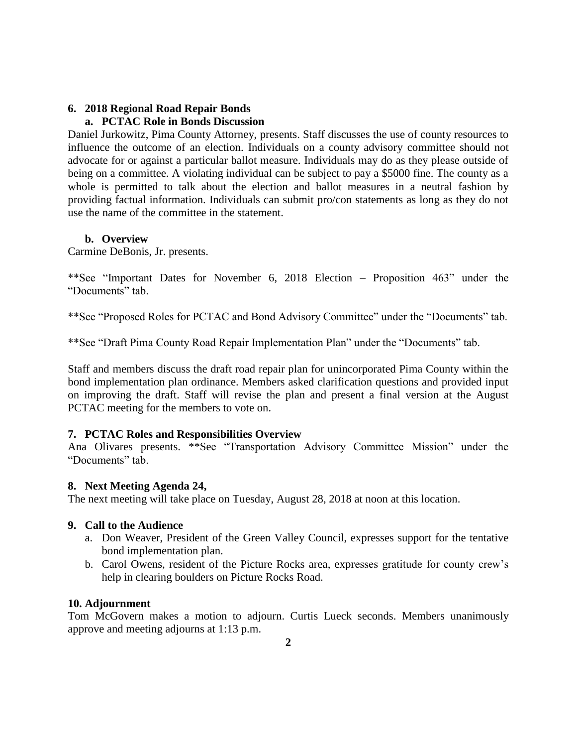## 6. 2018 Regional Road Repair Bonds

### a. PCTAC Role in Bonds Discussion

Daniel Jurkowitz, Pima County Attorney, presents. Staff discusses the use of county resources to influence the outcome of an election. Individuals on a county advisory committee should not advocate for or against a particular ballot measure. Individuals may do as they please outside of being on a committee. A violating individual can be subject to pay a $5000 fine. The county as a whole is permitted to talk about the election and ballot measures in a neutral fashion by providing factual information. Individuals can submit pro/con statements as long as they do not use the name of the committee in the statement.

### b. Overview

Carmine DeBonis, Jr. presents.

**See "Important Dates for November 6, 2018 Election – Proposition 463" under the "Documents" tab.

**See "Proposed Roles for PCTAC and Bond Advisory Committee" under the "Documents" tab.

**See "Draft Pima County Road Repair Implementation Plan" under the "Documents" tab.

Staff and members discuss the draft road repair plan for unincorporated Pima County within the bond implementation plan ordinance. Members asked clarification questions and provided input on improving the draft. Staff will revise the plan and present a final version at the August PCTAC meeting for the members to vote on.

## 7. PCTAC Roles and Responsibilities Overview

Ana Olivares presents. **See "Transportation Advisory Committee Mission" under the "Documents" tab.

## 8. Next Meeting Agenda 24,

The next meeting will take place on Tuesday, August 28, 2018 at noon at this location.

## 9. Call to the Audience

a. Don Weaver, President of the Green Valley Council, expresses support for the tentative bond implementation plan.
b. Carol Owens, resident of the Picture Rocks area, expresses gratitude for county crew's help in clearing boulders on Picture Rocks Road.

## 10. Adjournment

Tom McGovern makes a motion to adjourn. Curtis Lueck seconds. Members unanimously approve and meeting adjourns at 1:13 p.m.